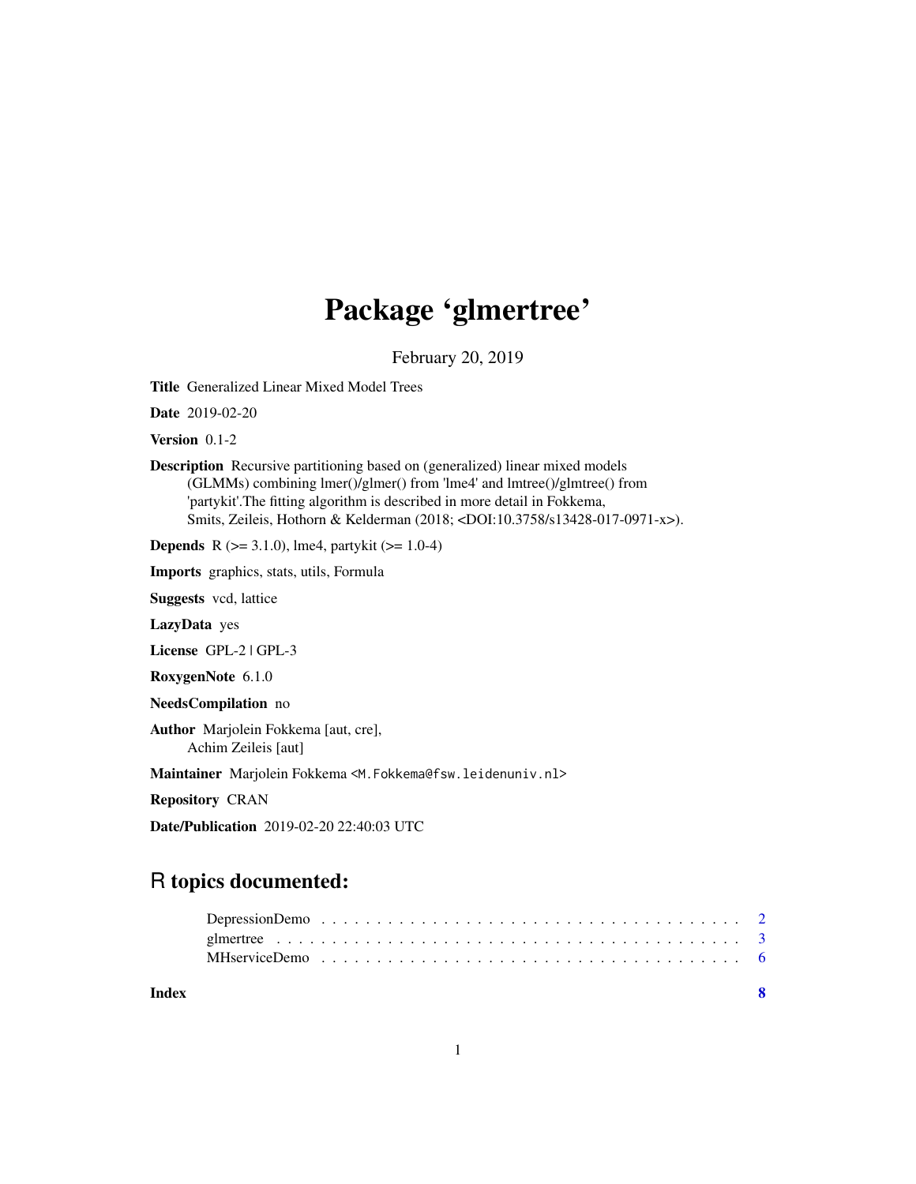# Package 'glmertree'

February 20, 2019

**Title** Generalized Linear Mixed Model Trees

**Date** 2019-02-20

**Version** 0.1-2

**Description** Recursive partitioning based on (generalized) linear mixed models (GLMMs) combining lmer()/glmer() from 'lme4' and lmtree()/glmtree() from 'partykit'.The fitting algorithm is described in more detail in Fokkema, Smits, Zeileis, Hothorn & Kelderman (2018; <DOI:10.3758/s13428-017-0971-x>).

**Depends** R (>= 3.1.0), lme4, partykit (>= 1.0-4)

**Imports** graphics, stats, utils, Formula

**Suggests** vcd, lattice

**LazyData** yes

**License** GPL-2 | GPL-3

**RoxygenNote** 6.1.0

**NeedsCompilation** no

**Author** Marjolein Fokkema [aut, cre], Achim Zeileis [aut]

**Maintainer** Marjolein Fokkema <M.Fokkema@fsw.leidenuniv.nl>

**Repository** CRAN

**Date/Publication** 2019-02-20 22:40:03 UTC

## R topics documented:

- DepressionDemo . . . . . . . . . . . . . . . . . . . . . . . . . . . . . . . . . . . . 2
- glmertree . . . . . . . . . . . . . . . . . . . . . . . . . . . . . . . . . . . . . . . . 3
- MHserviceDemo . . . . . . . . . . . . . . . . . . . . . . . . . . . . . . . . . . . . 6

**Index** 8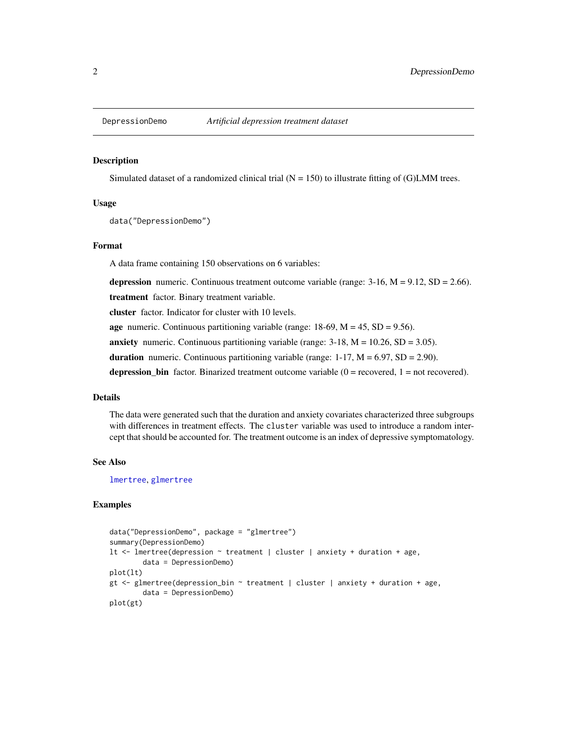DepressionDemo    *Artificial depression treatment dataset*

## Description

Simulated dataset of a randomized clinical trial (N = 150) to illustrate fitting of (G)LMM trees.

## Usage

```
data("DepressionDemo")
```

## Format

A data frame containing 150 observations on 6 variables:

**depression** numeric. Continuous treatment outcome variable (range: 3-16, M = 9.12, SD = 2.66).

**treatment** factor. Binary treatment variable.

**cluster** factor. Indicator for cluster with 10 levels.

**age** numeric. Continuous partitioning variable (range: 18-69, M = 45, SD = 9.56).

**anxiety** numeric. Continuous partitioning variable (range: 3-18, M = 10.26, SD = 3.05).

**duration** numeric. Continuous partitioning variable (range: 1-17, M = 6.97, SD = 2.90).

**depression_bin** factor. Binarized treatment outcome variable (0 = recovered, 1 = not recovered).

## Details

The data were generated such that the duration and anxiety covariates characterized three subgroups with differences in treatment effects. The `cluster` variable was used to introduce a random intercept that should be accounted for. The treatment outcome is an index of depressive symptomatology.

## See Also

lmertree, glmertree

## Examples

```
data("DepressionDemo", package = "glmertree")
summary(DepressionDemo)
lt <- lmertree(depression ~ treatment | cluster | anxiety + duration + age,
        data = DepressionDemo)
plot(lt)
gt <- glmertree(depression_bin ~ treatment | cluster | anxiety + duration + age,
        data = DepressionDemo)
plot(gt)
```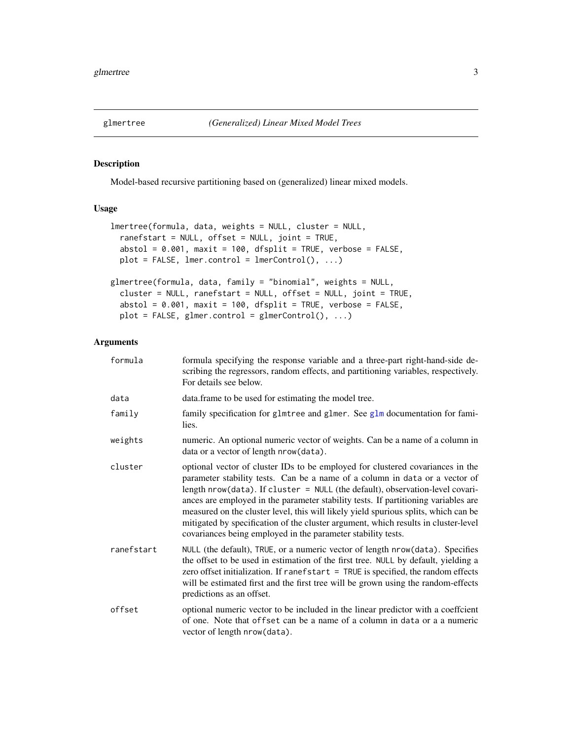glmertree *(Generalized) Linear Mixed Model Trees*

## Description

Model-based recursive partitioning based on (generalized) linear mixed models.

## Usage

```
lmertree(formula, data, weights = NULL, cluster = NULL,
  ranefstart = NULL, offset = NULL, joint = TRUE,
  abstol = 0.001, maxit = 100, dfsplit = TRUE, verbose = FALSE,
  plot = FALSE, lmer.control = lmerControl(), ...)

glmertree(formula, data, family = "binomial", weights = NULL,
  cluster = NULL, ranefstart = NULL, offset = NULL, joint = TRUE,
  abstol = 0.001, maxit = 100, dfsplit = TRUE, verbose = FALSE,
  plot = FALSE, glmer.control = glmerControl(), ...)
```

## Arguments

| | |
|---|---|
| `formula` | formula specifying the response variable and a three-part right-hand-side describing the regressors, random effects, and partitioning variables, respectively. For details see below. |
| `data` | data.frame to be used for estimating the model tree. |
| `family` | family specification for `glmtree` and `glmer`. See `glm` documentation for families. |
| `weights` | numeric. An optional numeric vector of weights. Can be a name of a column in data or a vector of length `nrow(data)`. |
| `cluster` | optional vector of cluster IDs to be employed for clustered covariances in the parameter stability tests. Can be a name of a column in `data` or a vector of length `nrow(data)`. If `cluster = NULL` (the default), observation-level covariances are employed in the parameter stability tests. If partitioning variables are measured on the cluster level, this will likely yield spurious splits, which can be mitigated by specification of the cluster argument, which results in cluster-level covariances being employed in the parameter stability tests. |
| `ranefstart` | `NULL` (the default), `TRUE`, or a numeric vector of length `nrow(data)`. Specifies the offset to be used in estimation of the first tree. `NULL` by default, yielding a zero offset initialization. If `ranefstart = TRUE` is specified, the random effects will be estimated first and the first tree will be grown using the random-effects predictions as an offset. |
| `offset` | optional numeric vector to be included in the linear predictor with a coeffcient of one. Note that `offset` can be a name of a column in `data` or a a numeric vector of length `nrow(data)`. |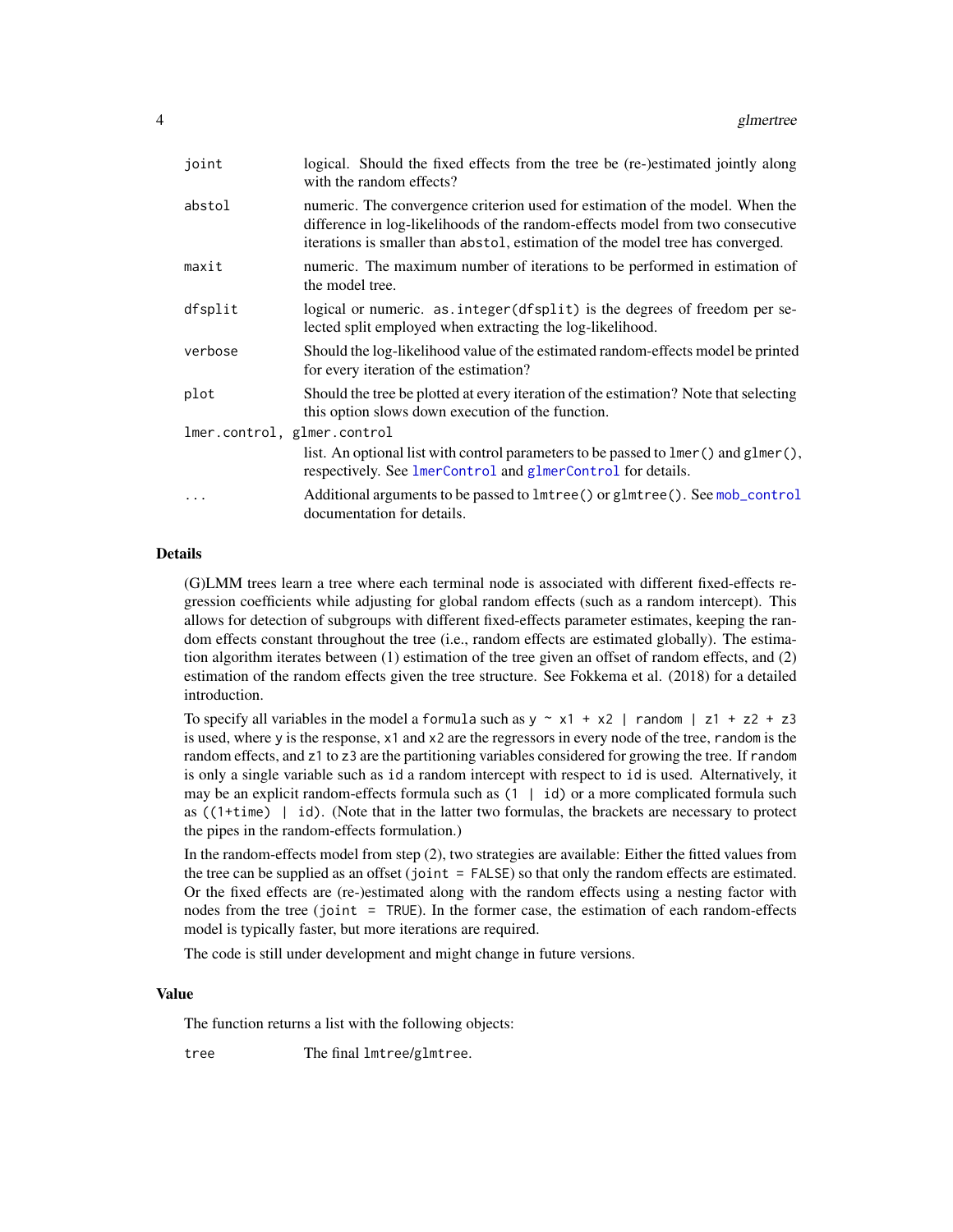| | |
|---|---|
| `joint` | logical. Should the fixed effects from the tree be (re-)estimated jointly along with the random effects? |
| `abstol` | numeric. The convergence criterion used for estimation of the model. When the difference in log-likelihoods of the random-effects model from two consecutive iterations is smaller than `abstol`, estimation of the model tree has converged. |
| `maxit` | numeric. The maximum number of iterations to be performed in estimation of the model tree. |
| `dfsplit` | logical or numeric. `as.integer(dfsplit)` is the degrees of freedom per selected split employed when extracting the log-likelihood. |
| `verbose` | Should the log-likelihood value of the estimated random-effects model be printed for every iteration of the estimation? |
| `plot` | Should the tree be plotted at every iteration of the estimation? Note that selecting this option slows down execution of the function. |
| `lmer.control, glmer.control` | list. An optional list with control parameters to be passed to `lmer()` and `glmer()`, respectively. See `lmerControl` and `glmerControl` for details. |
| `...` | Additional arguments to be passed to `lmtree()` or `glmtree()`. See `mob_control` documentation for details. |

## Details

(G)LMM trees learn a tree where each terminal node is associated with different fixed-effects regression coefficients while adjusting for global random effects (such as a random intercept). This allows for detection of subgroups with different fixed-effects parameter estimates, keeping the random effects constant throughout the tree (i.e., random effects are estimated globally). The estimation algorithm iterates between (1) estimation of the tree given an offset of random effects, and (2) estimation of the random effects given the tree structure. See Fokkema et al. (2018) for a detailed introduction.

To specify all variables in the model a `formula` such as `y ~ x1 + x2 | random | z1 + z2 + z3` is used, where `y` is the response, `x1` and `x2` are the regressors in every node of the tree, `random` is the random effects, and `z1` to `z3` are the partitioning variables considered for growing the tree. If `random` is only a single variable such as `id` a random intercept with respect to `id` is used. Alternatively, it may be an explicit random-effects formula such as `(1 | id)` or a more complicated formula such as `((1+time) | id)`. (Note that in the latter two formulas, the brackets are necessary to protect the pipes in the random-effects formulation.)

In the random-effects model from step (2), two strategies are available: Either the fitted values from the tree can be supplied as an offset (`joint = FALSE`) so that only the random effects are estimated. Or the fixed effects are (re-)estimated along with the random effects using a nesting factor with nodes from the tree (`joint = TRUE`). In the former case, the estimation of each random-effects model is typically faster, but more iterations are required.

The code is still under development and might change in future versions.

## Value

The function returns a list with the following objects:

| | |
|---|---|
| `tree` | The final `lmtree`/`glmtree`. |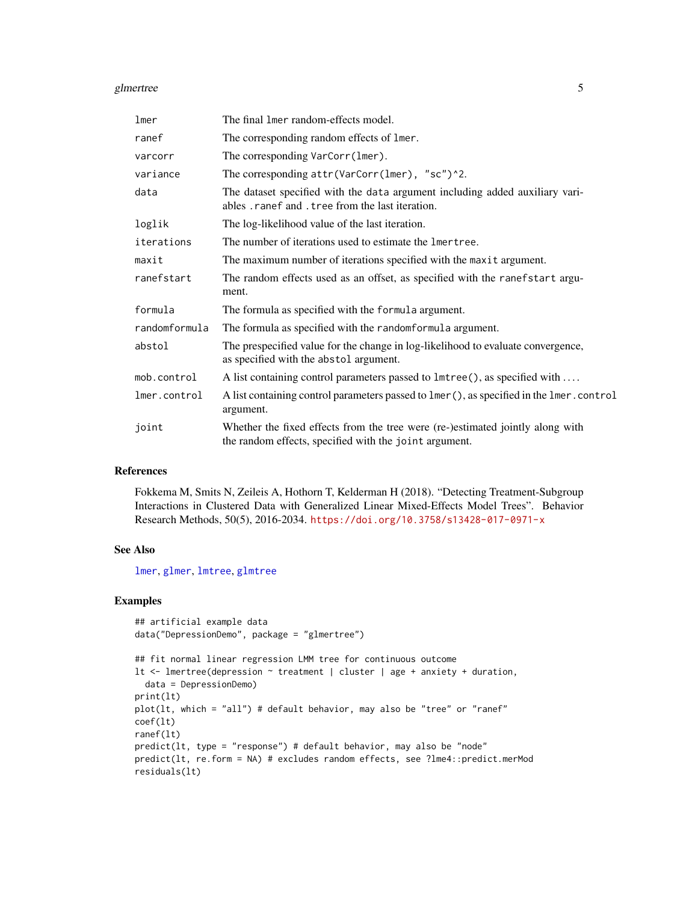| | |
|---|---|
| `lmer` | The final `lmer` random-effects model. |
| `ranef` | The corresponding random effects of `lmer`. |
| `varcorr` | The corresponding `VarCorr(lmer)`. |
| `variance` | The corresponding `attr(VarCorr(lmer), "sc")^2`. |
| `data` | The dataset specified with the `data` argument including added auxiliary variables `.ranef` and `.tree` from the last iteration. |
| `loglik` | The log-likelihood value of the last iteration. |
| `iterations` | The number of iterations used to estimate the `lmertree`. |
| `maxit` | The maximum number of iterations specified with the `maxit` argument. |
| `ranefstart` | The random effects used as an offset, as specified with the `ranefstart` argument. |
| `formula` | The formula as specified with the `formula` argument. |
| `randomformula` | The formula as specified with the `randomformula` argument. |
| `abstol` | The prespecified value for the change in log-likelihood to evaluate convergence, as specified with the `abstol` argument. |
| `mob.control` | A list containing control parameters passed to `lmtree()`, as specified with .... |
| `lmer.control` | A list containing control parameters passed to `lmer()`, as specified in the `lmer.control` argument. |
| `joint` | Whether the fixed effects from the tree were (re-)estimated jointly along with the random effects, specified with the `joint` argument. |

## References

Fokkema M, Smits N, Zeileis A, Hothorn T, Kelderman H (2018). "Detecting Treatment-Subgroup Interactions in Clustered Data with Generalized Linear Mixed-Effects Model Trees". Behavior Research Methods, 50(5), 2016-2034. https://doi.org/10.3758/s13428-017-0971-x

## See Also

`lmer`, `glmer`, `lmtree`, `glmtree`

## Examples

```
## artificial example data
data("DepressionDemo", package = "glmertree")

## fit normal linear regression LMM tree for continuous outcome
lt <- lmertree(depression ~ treatment | cluster | age + anxiety + duration,
  data = DepressionDemo)
print(lt)
plot(lt, which = "all") # default behavior, may also be "tree" or "ranef"
coef(lt)
ranef(lt)
predict(lt, type = "response") # default behavior, may also be "node"
predict(lt, re.form = NA) # excludes random effects, see ?lme4::predict.merMod
residuals(lt)
```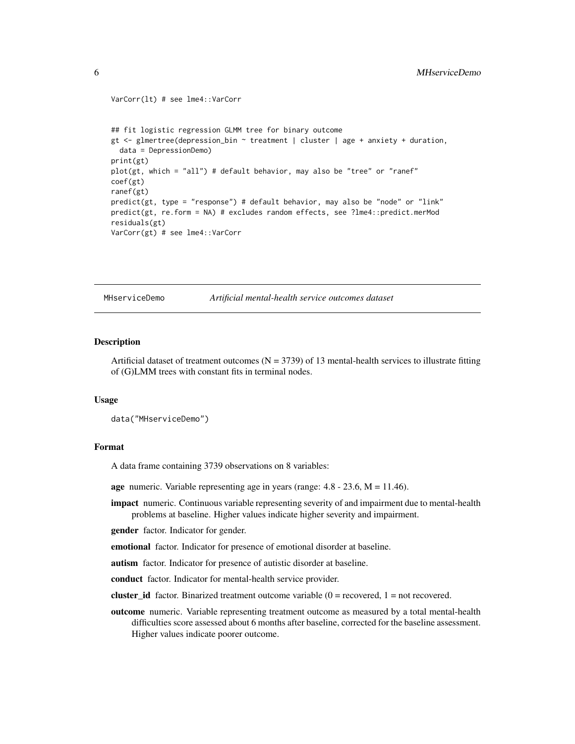```
VarCorr(lt) # see lme4::VarCorr


## fit logistic regression GLMM tree for binary outcome
gt <- glmertree(depression_bin ~ treatment | cluster | age + anxiety + duration,
  data = DepressionDemo)
print(gt)
plot(gt, which = "all") # default behavior, may also be "tree" or "ranef"
coef(gt)
ranef(gt)
predict(gt, type = "response") # default behavior, may also be "node" or "link"
predict(gt, re.form = NA) # excludes random effects, see ?lme4::predict.merMod
residuals(gt)
VarCorr(gt) # see lme4::VarCorr
```

---

## MHserviceDemo — *Artificial mental-health service outcomes dataset*

---

### Description

Artificial dataset of treatment outcomes (N = 3739) of 13 mental-health services to illustrate fitting of (G)LMM trees with constant fits in terminal nodes.

### Usage

```
data("MHserviceDemo")
```

### Format

A data frame containing 3739 observations on 8 variables:

**age** numeric. Variable representing age in years (range: 4.8 - 23.6, M = 11.46).

**impact** numeric. Continuous variable representing severity of and impairment due to mental-health problems at baseline. Higher values indicate higher severity and impairment.

**gender** factor. Indicator for gender.

**emotional** factor. Indicator for presence of emotional disorder at baseline.

**autism** factor. Indicator for presence of autistic disorder at baseline.

**conduct** factor. Indicator for mental-health service provider.

**cluster_id** factor. Binarized treatment outcome variable (0 = recovered, 1 = not recovered.

**outcome** numeric. Variable representing treatment outcome as measured by a total mental-health difficulties score assessed about 6 months after baseline, corrected for the baseline assessment. Higher values indicate poorer outcome.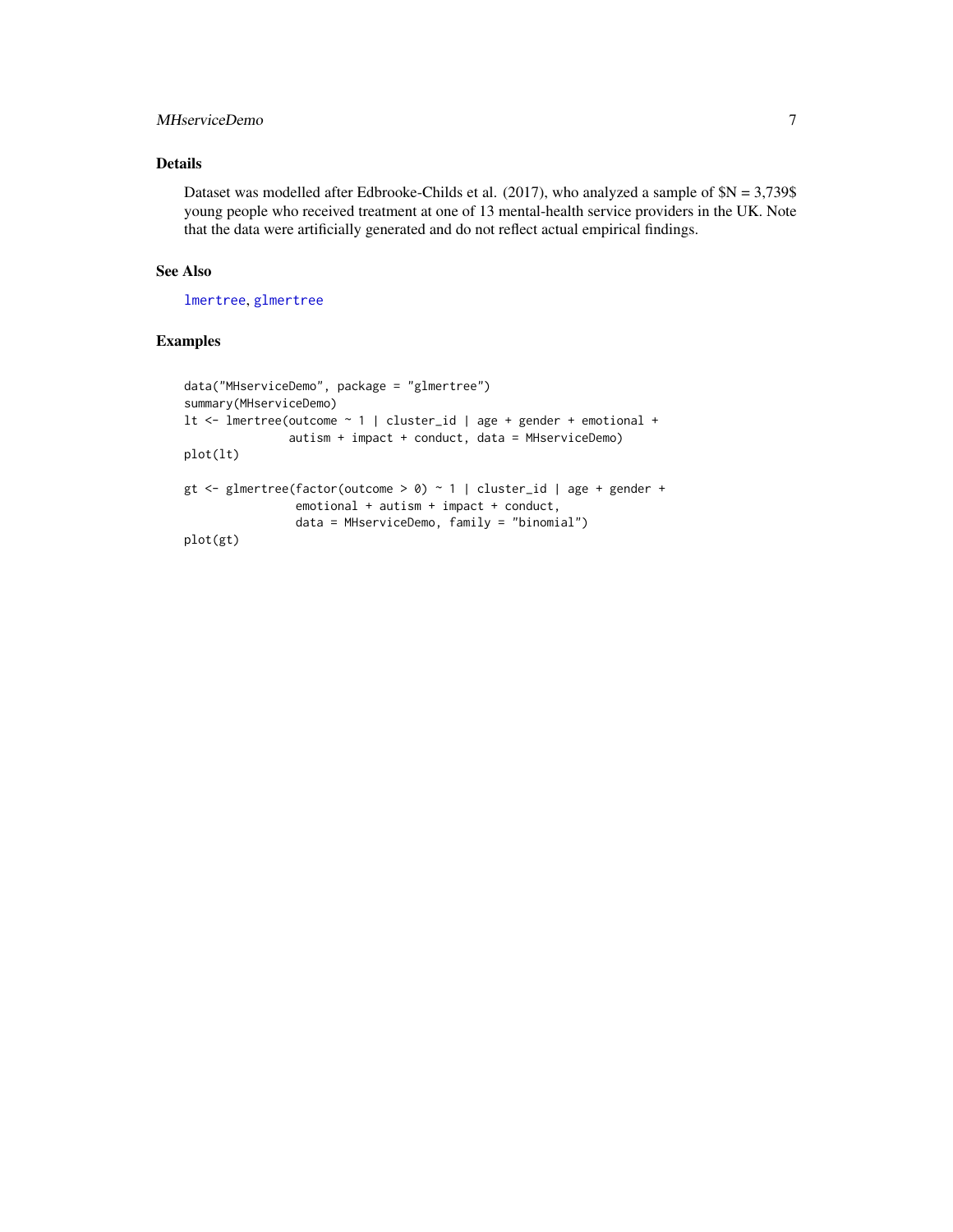## Details

Dataset was modelled after Edbrooke-Childs et al. (2017), who analyzed a sample of $N = 3,739$ young people who received treatment at one of 13 mental-health service providers in the UK. Note that the data were artificially generated and do not reflect actual empirical findings.

## See Also

lmertree, glmertree

## Examples

```
data("MHserviceDemo", package = "glmertree")
summary(MHserviceDemo)
lt <- lmertree(outcome ~ 1 | cluster_id | age + gender + emotional +
               autism + impact + conduct, data = MHserviceDemo)
plot(lt)

gt <- glmertree(factor(outcome > 0) ~ 1 | cluster_id | age + gender +
                emotional + autism + impact + conduct,
                data = MHserviceDemo, family = "binomial")
plot(gt)
```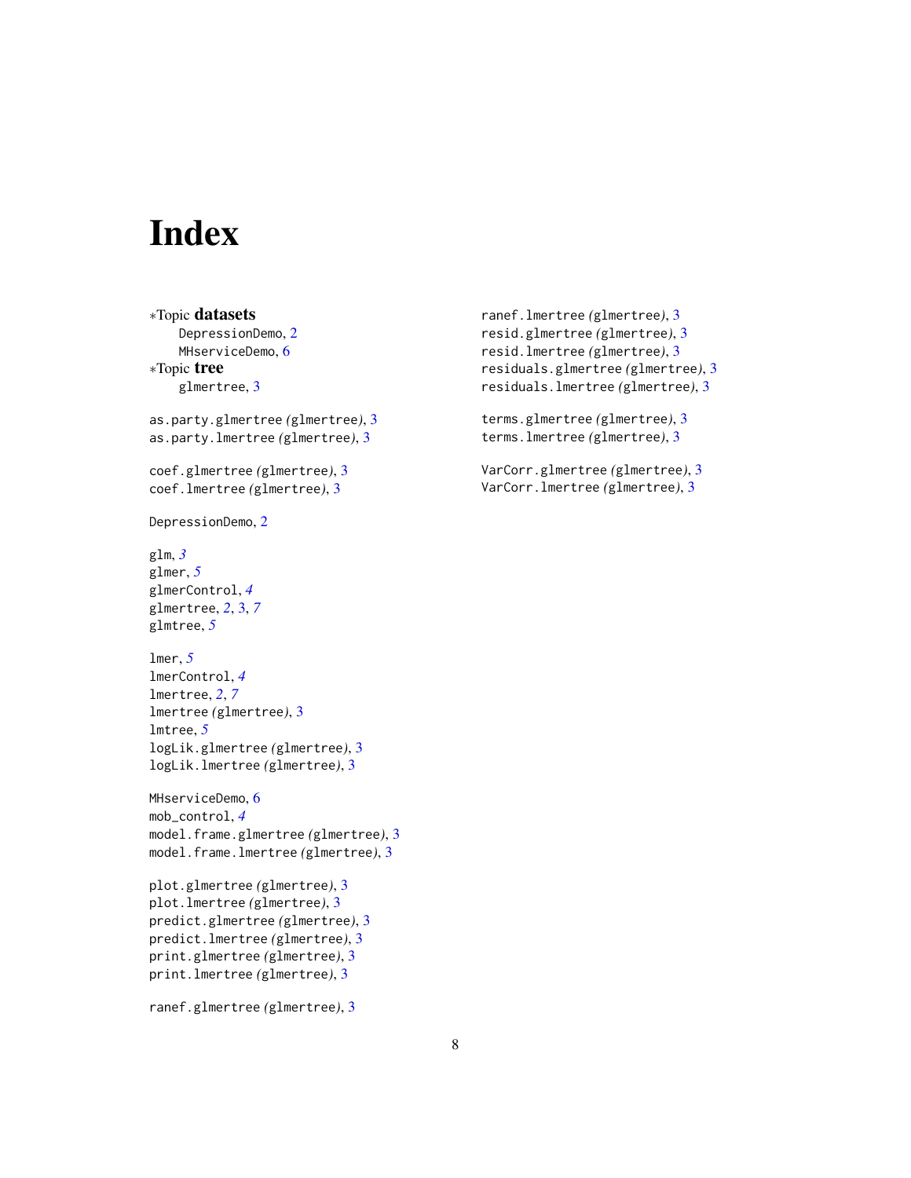# Index

*Topic **datasets**
DepressionDemo, 2
MHserviceDemo, 6
*Topic **tree**
glmertree, 3

as.party.glmertree *(glmertree)*, 3
as.party.lmertree *(glmertree)*, 3

coef.glmertree *(glmertree)*, 3
coef.lmertree *(glmertree)*, 3

DepressionDemo, 2

glm, *3*
glmer, *5*
glmerControl, *4*
glmertree, *2*, 3, *7*
glmtree, *5*

lmer, *5*
lmerControl, *4*
lmertree, *2*, *7*
lmertree *(glmertree)*, 3
lmtree, *5*
logLik.glmertree *(glmertree)*, 3
logLik.lmertree *(glmertree)*, 3

MHserviceDemo, 6
mob_control, *4*
model.frame.glmertree *(glmertree)*, 3
model.frame.lmertree *(glmertree)*, 3

plot.glmertree *(glmertree)*, 3
plot.lmertree *(glmertree)*, 3
predict.glmertree *(glmertree)*, 3
predict.lmertree *(glmertree)*, 3
print.glmertree *(glmertree)*, 3
print.lmertree *(glmertree)*, 3

ranef.glmertree *(glmertree)*, 3
ranef.lmertree *(glmertree)*, 3
resid.glmertree *(glmertree)*, 3
resid.lmertree *(glmertree)*, 3
residuals.glmertree *(glmertree)*, 3
residuals.lmertree *(glmertree)*, 3

terms.glmertree *(glmertree)*, 3
terms.lmertree *(glmertree)*, 3

VarCorr.glmertree *(glmertree)*, 3
VarCorr.lmertree *(glmertree)*, 3